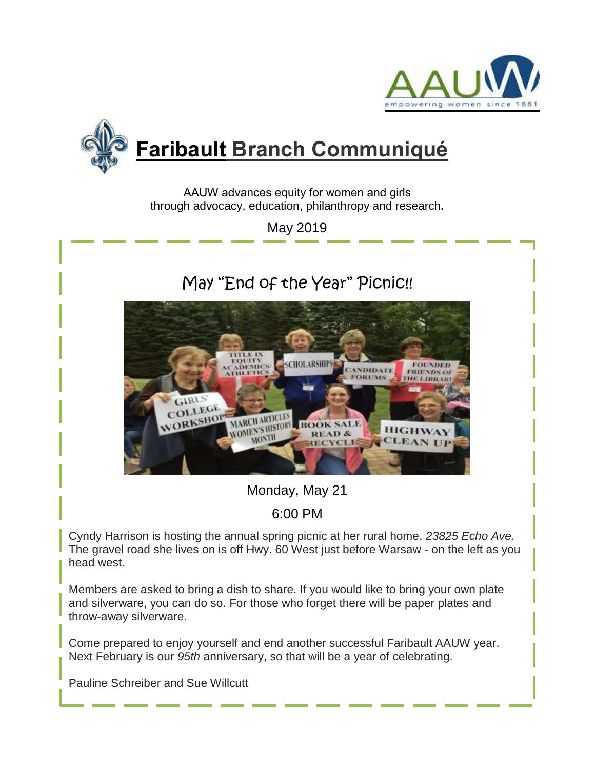# Faribault Branch Communiqué

AAUW advances equity for women and girls
through advocacy, education, philanthropy and research.

May 2019

## May "End of the Year" Picnic!!

Monday, May 21

6:00 PM

Cyndy Harrison is hosting the annual spring picnic at her rural home, *23825 Echo Ave.* The gravel road she lives on is off Hwy. 60 West just before Warsaw - on the left as you head west.

Members are asked to bring a dish to share. If you would like to bring your own plate and silverware, you can do so. For those who forget there will be paper plates and throw-away silverware.

Come prepared to enjoy yourself and end another successful Faribault AAUW year. Next February is our *95th* anniversary, so that will be a year of celebrating.

Pauline Schreiber and Sue Willcutt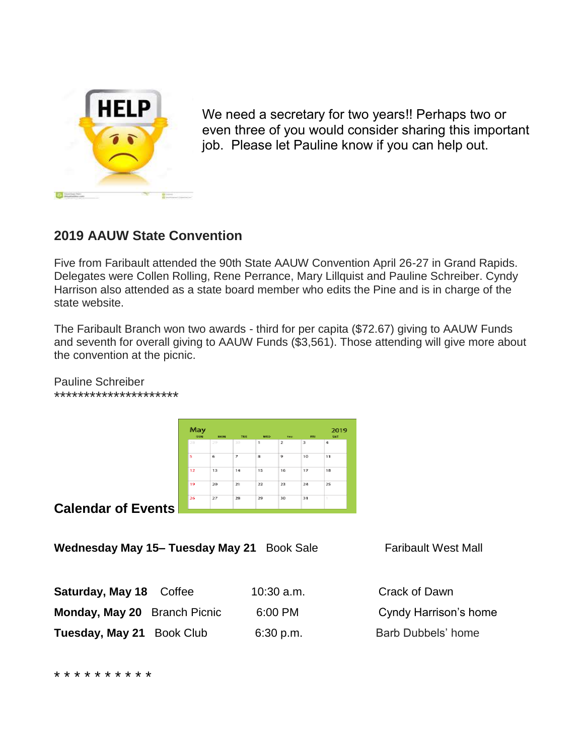We need a secretary for two years!! Perhaps two or even three of you would consider sharing this important job. Please let Pauline know if you can help out.

## 2019 AAUW State Convention

Five from Faribault attended the 90th State AAUW Convention April 26-27 in Grand Rapids. Delegates were Collen Rolling, Rene Perrance, Mary Lillquist and Pauline Schreiber. Cyndy Harrison also attended as a state board member who edits the Pine and is in charge of the state website.

The Faribault Branch won two awards - third for per capita ($72.67) giving to AAUW Funds and seventh for overall giving to AAUW Funds ($3,561). Those attending will give more about the convention at the picnic.

Pauline Schreiber
*********************

## Calendar of Events

**Wednesday May 15– Tuesday May 21** Book Sale Faribault West Mall

| | | | |
|---|---|---|---|
| **Saturday, May 18** | Coffee | 10:30 a.m. | Crack of Dawn |
| **Monday, May 20** | Branch Picnic | 6:00 PM | Cyndy Harrison's home |
| **Tuesday, May 21** | Book Club | 6:30 p.m. | Barb Dubbels' home |

* * * * * * * * * *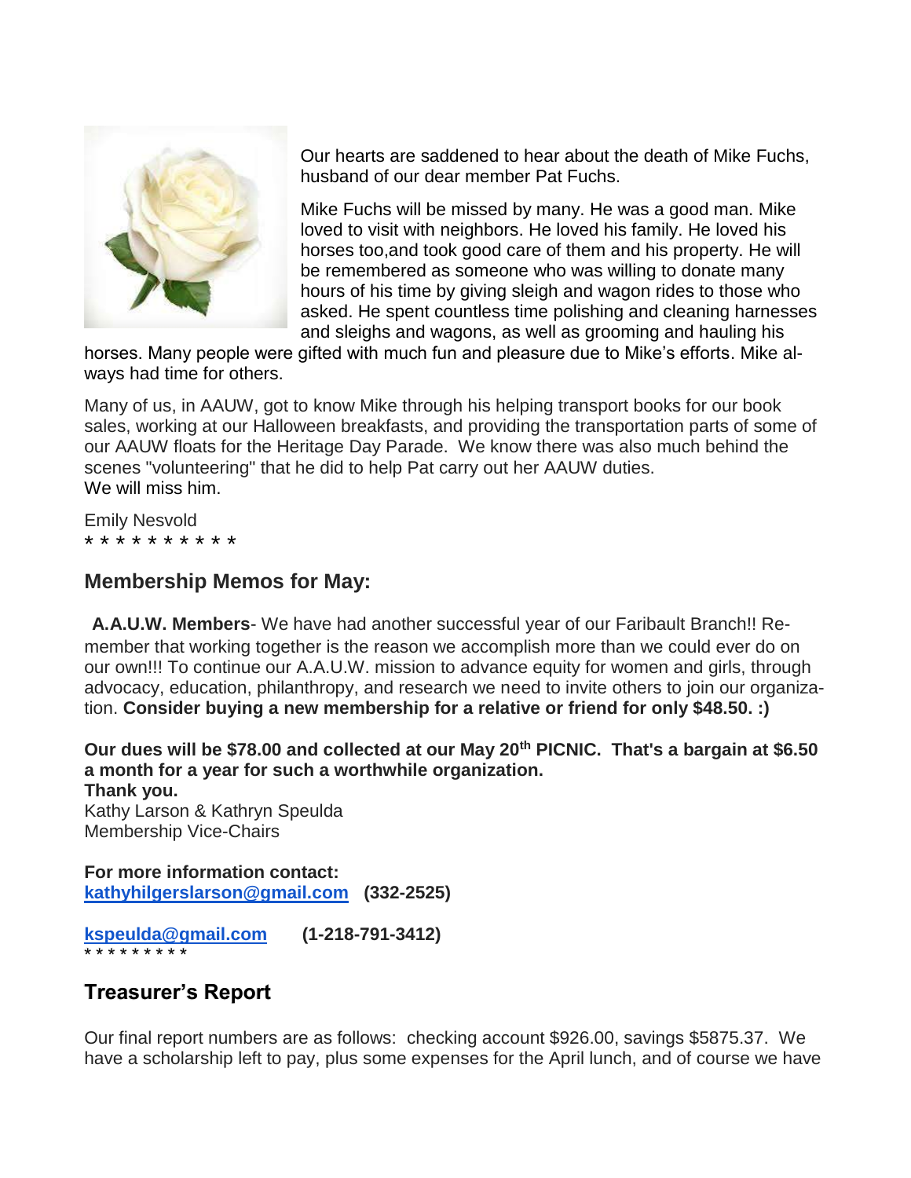Our hearts are saddened to hear about the death of Mike Fuchs, husband of our dear member Pat Fuchs.

Mike Fuchs will be missed by many. He was a good man. Mike loved to visit with neighbors. He loved his family. He loved his horses too,and took good care of them and his property. He will be remembered as someone who was willing to donate many hours of his time by giving sleigh and wagon rides to those who asked. He spent countless time polishing and cleaning harnesses and sleighs and wagons, as well as grooming and hauling his horses. Many people were gifted with much fun and pleasure due to Mike's efforts. Mike always had time for others.

Many of us, in AAUW, got to know Mike through his helping transport books for our book sales, working at our Halloween breakfasts, and providing the transportation parts of some of our AAUW floats for the Heritage Day Parade. We know there was also much behind the scenes "volunteering" that he did to help Pat carry out her AAUW duties.
We will miss him.

Emily Nesvold
* * * * * * * * * *

## Membership Memos for May:

**A.A.U.W. Members**- We have had another successful year of our Faribault Branch!! Remember that working together is the reason we accomplish more than we could ever do on our own!!! To continue our A.A.U.W. mission to advance equity for women and girls, through advocacy, education, philanthropy, and research we need to invite others to join our organization. **Consider buying a new membership for a relative or friend for only $48.50. :)**

**Our dues will be $78.00 and collected at our May 20th PICNIC. That's a bargain at $6.50 a month for a year for such a worthwhile organization.**
**Thank you.**
Kathy Larson & Kathryn Speulda
Membership Vice-Chairs

**For more information contact:**
**kathyhilgerslarson@gmail.com (332-2525)**

**kspeulda@gmail.com (1-218-791-3412)**
* * * * * * * * *

## Treasurer's Report

Our final report numbers are as follows: checking account $926.00, savings $5875.37. We have a scholarship left to pay, plus some expenses for the April lunch, and of course we have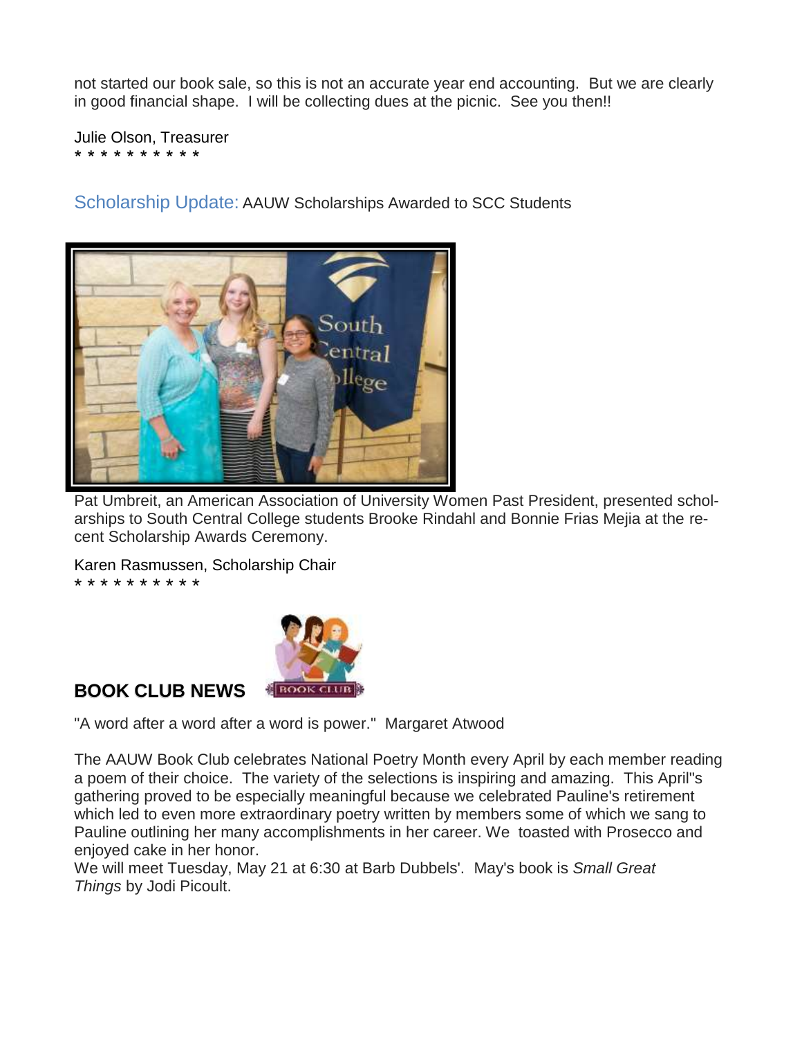not started our book sale, so this is not an accurate year end accounting. But we are clearly in good financial shape. I will be collecting dues at the picnic. See you then!!

Julie Olson, Treasurer
* * * * * * * * * *

Scholarship Update: AAUW Scholarships Awarded to SCC Students

Pat Umbreit, an American Association of University Women Past President, presented scholarships to South Central College students Brooke Rindahl and Bonnie Frias Mejia at the recent Scholarship Awards Ceremony.

Karen Rasmussen, Scholarship Chair
* * * * * * * * * *

**BOOK CLUB NEWS**

"A word after a word after a word is power." Margaret Atwood

The AAUW Book Club celebrates National Poetry Month every April by each member reading a poem of their choice. The variety of the selections is inspiring and amazing. This April"s gathering proved to be especially meaningful because we celebrated Pauline's retirement which led to even more extraordinary poetry written by members some of which we sang to Pauline outlining her many accomplishments in her career. We toasted with Prosecco and enjoyed cake in her honor.
We will meet Tuesday, May 21 at 6:30 at Barb Dubbels'. May's book is *Small Great Things* by Jodi Picoult.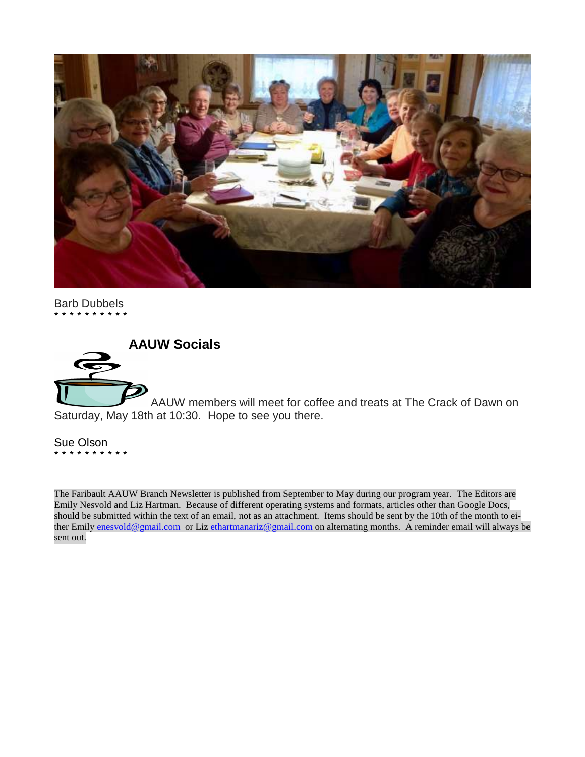Barb Dubbels
* * * * * * * * * *

## AAUW Socials

AAUW members will meet for coffee and treats at The Crack of Dawn on Saturday, May 18th at 10:30. Hope to see you there.

Sue Olson
* * * * * * * * * *

The Faribault AAUW Branch Newsletter is published from September to May during our program year. The Editors are Emily Nesvold and Liz Hartman. Because of different operating systems and formats, articles other than Google Docs, should be submitted within the text of an email, not as an attachment. Items should be sent by the 10th of the month to either Emily enesvold@gmail.com or Liz ethartmanariz@gmail.com on alternating months. A reminder email will always be sent out.